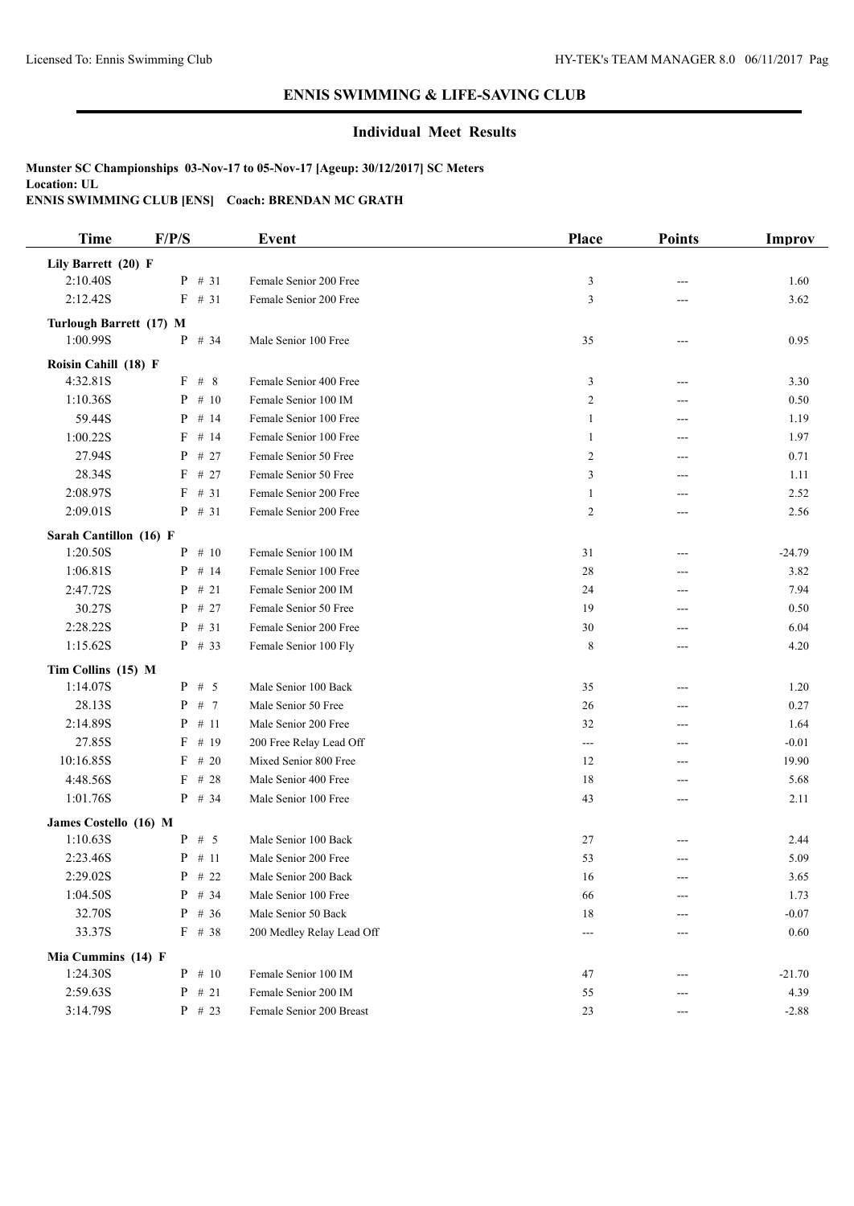# ENNIS SWIMMING & LIFE-SAVING CLUB

## Individual Meet Results

**Munster SC Championships 03-Nov-17 to 05-Nov-17 [Ageup: 30/12/2017] SC Meters**
**Location: UL**
**ENNIS SWIMMING CLUB [ENS] Coach: BRENDAN MC GRATH**

| Time | F/P/S | Event | Place | Points | Improv |
|---|---|---|---|---|---|
| **Lily Barrett (20) F** | | | | | |
| 2:10.40S | P # 31 | Female Senior 200 Free | 3 | --- | 1.60 |
| 2:12.42S | F # 31 | Female Senior 200 Free | 3 | --- | 3.62 |
| **Turlough Barrett (17) M** | | | | | |
| 1:00.99S | P # 34 | Male Senior 100 Free | 35 | --- | 0.95 |
| **Roisin Cahill (18) F** | | | | | |
| 4:32.81S | F # 8 | Female Senior 400 Free | 3 | --- | 3.30 |
| 1:10.36S | P # 10 | Female Senior 100 IM | 2 | --- | 0.50 |
| 59.44S | P # 14 | Female Senior 100 Free | 1 | --- | 1.19 |
| 1:00.22S | F # 14 | Female Senior 100 Free | 1 | --- | 1.97 |
| 27.94S | P # 27 | Female Senior 50 Free | 2 | --- | 0.71 |
| 28.34S | F # 27 | Female Senior 50 Free | 3 | --- | 1.11 |
| 2:08.97S | F # 31 | Female Senior 200 Free | 1 | --- | 2.52 |
| 2:09.01S | P # 31 | Female Senior 200 Free | 2 | --- | 2.56 |
| **Sarah Cantillon (16) F** | | | | | |
| 1:20.50S | P # 10 | Female Senior 100 IM | 31 | --- | -24.79 |
| 1:06.81S | P # 14 | Female Senior 100 Free | 28 | --- | 3.82 |
| 2:47.72S | P # 21 | Female Senior 200 IM | 24 | --- | 7.94 |
| 30.27S | P # 27 | Female Senior 50 Free | 19 | --- | 0.50 |
| 2:28.22S | P # 31 | Female Senior 200 Free | 30 | --- | 6.04 |
| 1:15.62S | P # 33 | Female Senior 100 Fly | 8 | --- | 4.20 |
| **Tim Collins (15) M** | | | | | |
| 1:14.07S | P # 5 | Male Senior 100 Back | 35 | --- | 1.20 |
| 28.13S | P # 7 | Male Senior 50 Free | 26 | --- | 0.27 |
| 2:14.89S | P # 11 | Male Senior 200 Free | 32 | --- | 1.64 |
| 27.85S | F # 19 | 200 Free Relay Lead Off | --- | --- | -0.01 |
| 10:16.85S | F # 20 | Mixed Senior 800 Free | 12 | --- | 19.90 |
| 4:48.56S | F # 28 | Male Senior 400 Free | 18 | --- | 5.68 |
| 1:01.76S | P # 34 | Male Senior 100 Free | 43 | --- | 2.11 |
| **James Costello (16) M** | | | | | |
| 1:10.63S | P # 5 | Male Senior 100 Back | 27 | --- | 2.44 |
| 2:23.46S | P # 11 | Male Senior 200 Free | 53 | --- | 5.09 |
| 2:29.02S | P # 22 | Male Senior 200 Back | 16 | --- | 3.65 |
| 1:04.50S | P # 34 | Male Senior 100 Free | 66 | --- | 1.73 |
| 32.70S | P # 36 | Male Senior 50 Back | 18 | --- | -0.07 |
| 33.37S | F # 38 | 200 Medley Relay Lead Off | --- | --- | 0.60 |
| **Mia Cummins (14) F** | | | | | |
| 1:24.30S | P # 10 | Female Senior 100 IM | 47 | --- | -21.70 |
| 2:59.63S | P # 21 | Female Senior 200 IM | 55 | --- | 4.39 |
| 3:14.79S | P # 23 | Female Senior 200 Breast | 23 | --- | -2.88 |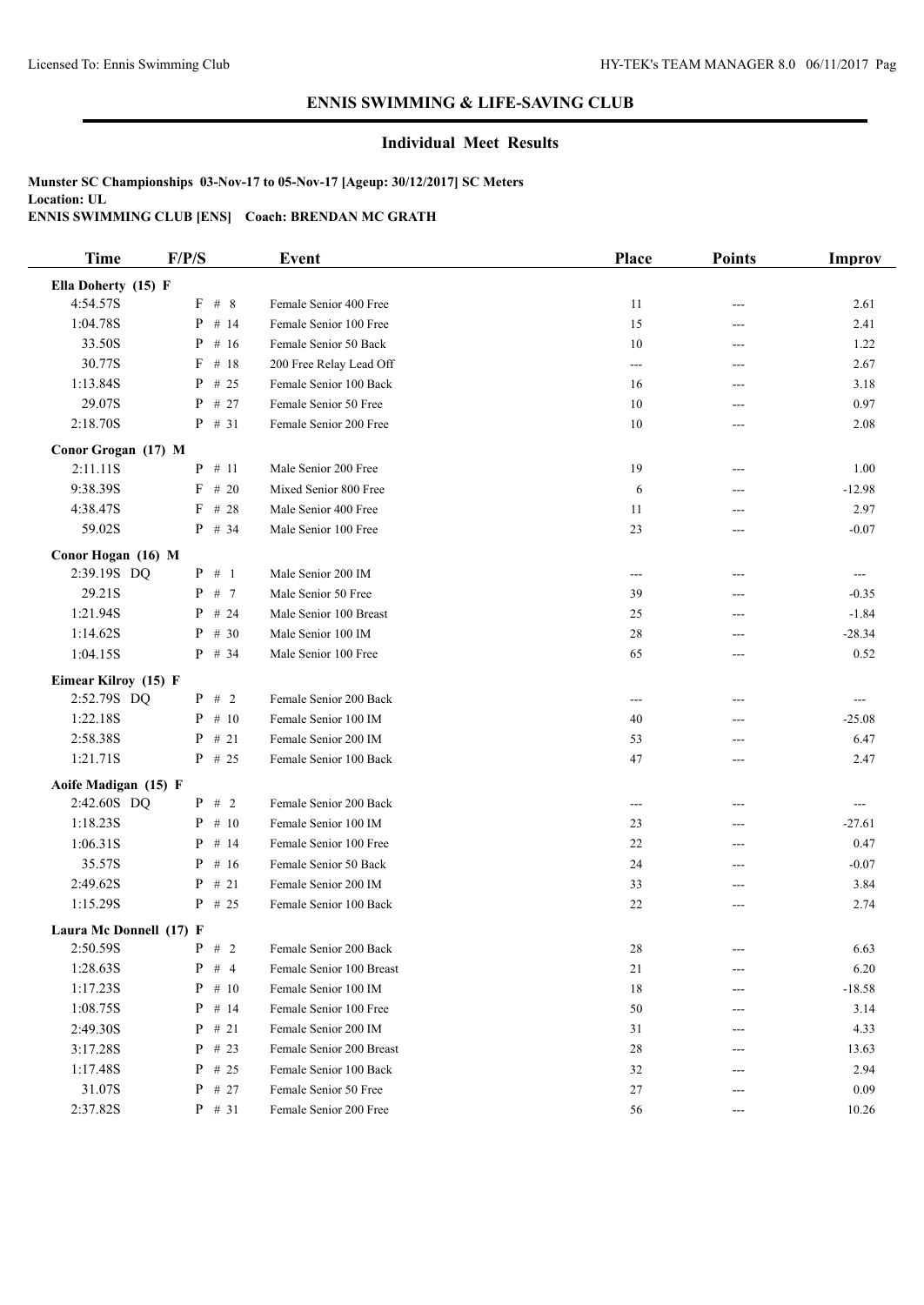# ENNIS SWIMMING & LIFE-SAVING CLUB

## Individual Meet Results

**Munster SC Championships 03-Nov-17 to 05-Nov-17 [Ageup: 30/12/2017] SC Meters**
**Location: UL**
**ENNIS SWIMMING CLUB [ENS] Coach: BRENDAN MC GRATH**

| Time | F/P/S | Event | Place | Points | Improv |
|---|---|---|---|---|---|
| **Ella Doherty (15) F** | | | | | |
| 4:54.57S | F # 8 | Female Senior 400 Free | 11 | --- | 2.61 |
| 1:04.78S | P # 14 | Female Senior 100 Free | 15 | --- | 2.41 |
| 33.50S | P # 16 | Female Senior 50 Back | 10 | --- | 1.22 |
| 30.77S | F # 18 | 200 Free Relay Lead Off | --- | --- | 2.67 |
| 1:13.84S | P # 25 | Female Senior 100 Back | 16 | --- | 3.18 |
| 29.07S | P # 27 | Female Senior 50 Free | 10 | --- | 0.97 |
| 2:18.70S | P # 31 | Female Senior 200 Free | 10 | --- | 2.08 |
| **Conor Grogan (17) M** | | | | | |
| 2:11.11S | P # 11 | Male Senior 200 Free | 19 | --- | 1.00 |
| 9:38.39S | F # 20 | Mixed Senior 800 Free | 6 | --- | -12.98 |
| 4:38.47S | F # 28 | Male Senior 400 Free | 11 | --- | 2.97 |
| 59.02S | P # 34 | Male Senior 100 Free | 23 | --- | -0.07 |
| **Conor Hogan (16) M** | | | | | |
| 2:39.19S DQ | P # 1 | Male Senior 200 IM | --- | --- | --- |
| 29.21S | P # 7 | Male Senior 50 Free | 39 | --- | -0.35 |
| 1:21.94S | P # 24 | Male Senior 100 Breast | 25 | --- | -1.84 |
| 1:14.62S | P # 30 | Male Senior 100 IM | 28 | --- | -28.34 |
| 1:04.15S | P # 34 | Male Senior 100 Free | 65 | --- | 0.52 |
| **Eimear Kilroy (15) F** | | | | | |
| 2:52.79S DQ | P # 2 | Female Senior 200 Back | --- | --- | --- |
| 1:22.18S | P # 10 | Female Senior 100 IM | 40 | --- | -25.08 |
| 2:58.38S | P # 21 | Female Senior 200 IM | 53 | --- | 6.47 |
| 1:21.71S | P # 25 | Female Senior 100 Back | 47 | --- | 2.47 |
| **Aoife Madigan (15) F** | | | | | |
| 2:42.60S DQ | P # 2 | Female Senior 200 Back | --- | --- | --- |
| 1:18.23S | P # 10 | Female Senior 100 IM | 23 | --- | -27.61 |
| 1:06.31S | P # 14 | Female Senior 100 Free | 22 | --- | 0.47 |
| 35.57S | P # 16 | Female Senior 50 Back | 24 | --- | -0.07 |
| 2:49.62S | P # 21 | Female Senior 200 IM | 33 | --- | 3.84 |
| 1:15.29S | P # 25 | Female Senior 100 Back | 22 | --- | 2.74 |
| **Laura Mc Donnell (17) F** | | | | | |
| 2:50.59S | P # 2 | Female Senior 200 Back | 28 | --- | 6.63 |
| 1:28.63S | P # 4 | Female Senior 100 Breast | 21 | --- | 6.20 |
| 1:17.23S | P # 10 | Female Senior 100 IM | 18 | --- | -18.58 |
| 1:08.75S | P # 14 | Female Senior 100 Free | 50 | --- | 3.14 |
| 2:49.30S | P # 21 | Female Senior 200 IM | 31 | --- | 4.33 |
| 3:17.28S | P # 23 | Female Senior 200 Breast | 28 | --- | 13.63 |
| 1:17.48S | P # 25 | Female Senior 100 Back | 32 | --- | 2.94 |
| 31.07S | P # 27 | Female Senior 50 Free | 27 | --- | 0.09 |
| 2:37.82S | P # 31 | Female Senior 200 Free | 56 | --- | 10.26 |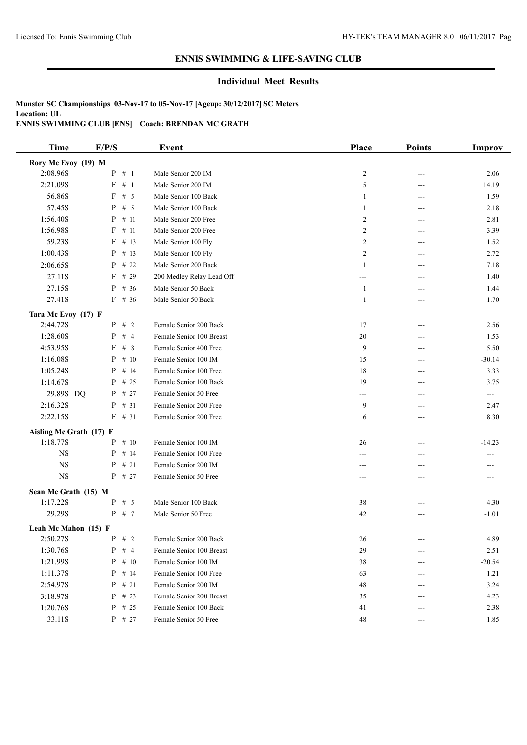## ENNIS SWIMMING & LIFE-SAVING CLUB

### Individual Meet Results

**Munster SC Championships 03-Nov-17 to 05-Nov-17 [Ageup: 30/12/2017] SC Meters**
**Location: UL**
**ENNIS SWIMMING CLUB [ENS] Coach: BRENDAN MC GRATH**

| Time | F/P/S | Event | Place | Points | Improv |
|---|---|---|---|---|---|
| **Rory Mc Evoy (19) M** | | | | | |
| 2:08.96S | P # 1 | Male Senior 200 IM | 2 | --- | 2.06 |
| 2:21.09S | F # 1 | Male Senior 200 IM | 5 | --- | 14.19 |
| 56.86S | F # 5 | Male Senior 100 Back | 1 | --- | 1.59 |
| 57.45S | P # 5 | Male Senior 100 Back | 1 | --- | 2.18 |
| 1:56.40S | P # 11 | Male Senior 200 Free | 2 | --- | 2.81 |
| 1:56.98S | F # 11 | Male Senior 200 Free | 2 | --- | 3.39 |
| 59.23S | F # 13 | Male Senior 100 Fly | 2 | --- | 1.52 |
| 1:00.43S | P # 13 | Male Senior 100 Fly | 2 | --- | 2.72 |
| 2:06.65S | P # 22 | Male Senior 200 Back | 1 | --- | 7.18 |
| 27.11S | F # 29 | 200 Medley Relay Lead Off | --- | --- | 1.40 |
| 27.15S | P # 36 | Male Senior 50 Back | 1 | --- | 1.44 |
| 27.41S | F # 36 | Male Senior 50 Back | 1 | --- | 1.70 |
| **Tara Mc Evoy (17) F** | | | | | |
| 2:44.72S | P # 2 | Female Senior 200 Back | 17 | --- | 2.56 |
| 1:28.60S | P # 4 | Female Senior 100 Breast | 20 | --- | 1.53 |
| 4:53.95S | F # 8 | Female Senior 400 Free | 9 | --- | 5.50 |
| 1:16.08S | P # 10 | Female Senior 100 IM | 15 | --- | -30.14 |
| 1:05.24S | P # 14 | Female Senior 100 Free | 18 | --- | 3.33 |
| 1:14.67S | P # 25 | Female Senior 100 Back | 19 | --- | 3.75 |
| 29.89S DQ | P # 27 | Female Senior 50 Free | --- | --- | --- |
| 2:16.32S | P # 31 | Female Senior 200 Free | 9 | --- | 2.47 |
| 2:22.15S | F # 31 | Female Senior 200 Free | 6 | --- | 8.30 |
| **Aisling Mc Grath (17) F** | | | | | |
| 1:18.77S | P # 10 | Female Senior 100 IM | 26 | --- | -14.23 |
| NS | P # 14 | Female Senior 100 Free | --- | --- | --- |
| NS | P # 21 | Female Senior 200 IM | --- | --- | --- |
| NS | P # 27 | Female Senior 50 Free | --- | --- | --- |
| **Sean Mc Grath (15) M** | | | | | |
| 1:17.22S | P # 5 | Male Senior 100 Back | 38 | --- | 4.30 |
| 29.29S | P # 7 | Male Senior 50 Free | 42 | --- | -1.01 |
| **Leah Mc Mahon (15) F** | | | | | |
| 2:50.27S | P # 2 | Female Senior 200 Back | 26 | --- | 4.89 |
| 1:30.76S | P # 4 | Female Senior 100 Breast | 29 | --- | 2.51 |
| 1:21.99S | P # 10 | Female Senior 100 IM | 38 | --- | -20.54 |
| 1:11.37S | P # 14 | Female Senior 100 Free | 63 | --- | 1.21 |
| 2:54.97S | P # 21 | Female Senior 200 IM | 48 | --- | 3.24 |
| 3:18.97S | P # 23 | Female Senior 200 Breast | 35 | --- | 4.23 |
| 1:20.76S | P # 25 | Female Senior 100 Back | 41 | --- | 2.38 |
| 33.11S | P # 27 | Female Senior 50 Free | 48 | --- | 1.85 |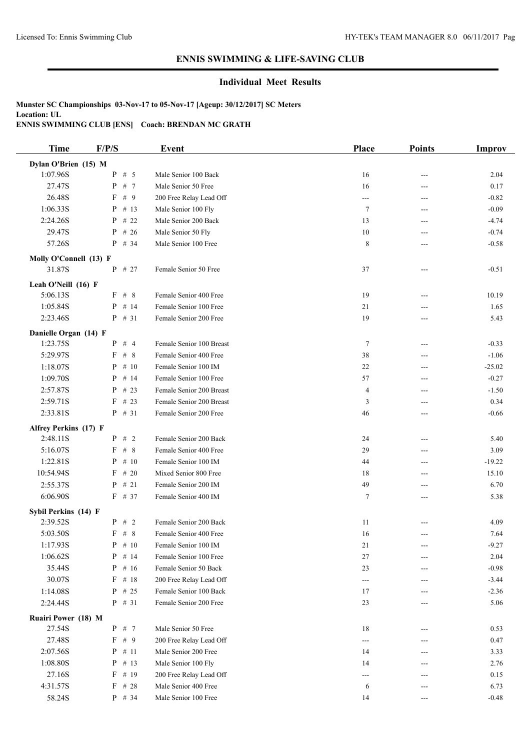## ENNIS SWIMMING & LIFE-SAVING CLUB

### Individual Meet Results

**Munster SC Championships 03-Nov-17 to 05-Nov-17 [Ageup: 30/12/2017] SC Meters**
**Location: UL**
**ENNIS SWIMMING CLUB [ENS] Coach: BRENDAN MC GRATH**

| Time | F/P/S | Event | Place | Points | Improv |
|---|---|---|---|---|---|
| **Dylan O'Brien (15) M** | | | | | |
| 1:07.96S | P # 5 | Male Senior 100 Back | 16 | --- | 2.04 |
| 27.47S | P # 7 | Male Senior 50 Free | 16 | --- | 0.17 |
| 26.48S | F # 9 | 200 Free Relay Lead Off | --- | --- | -0.82 |
| 1:06.33S | P # 13 | Male Senior 100 Fly | 7 | --- | -0.09 |
| 2:24.26S | P # 22 | Male Senior 200 Back | 13 | --- | -4.74 |
| 29.47S | P # 26 | Male Senior 50 Fly | 10 | --- | -0.74 |
| 57.26S | P # 34 | Male Senior 100 Free | 8 | --- | -0.58 |
| **Molly O'Connell (13) F** | | | | | |
| 31.87S | P # 27 | Female Senior 50 Free | 37 | --- | -0.51 |
| **Leah O'Neill (16) F** | | | | | |
| 5:06.13S | F # 8 | Female Senior 400 Free | 19 | --- | 10.19 |
| 1:05.84S | P # 14 | Female Senior 100 Free | 21 | --- | 1.65 |
| 2:23.46S | P # 31 | Female Senior 200 Free | 19 | --- | 5.43 |
| **Danielle Organ (14) F** | | | | | |
| 1:23.75S | P # 4 | Female Senior 100 Breast | 7 | --- | -0.33 |
| 5:29.97S | F # 8 | Female Senior 400 Free | 38 | --- | -1.06 |
| 1:18.07S | P # 10 | Female Senior 100 IM | 22 | --- | -25.02 |
| 1:09.70S | P # 14 | Female Senior 100 Free | 57 | --- | -0.27 |
| 2:57.87S | P # 23 | Female Senior 200 Breast | 4 | --- | -1.50 |
| 2:59.71S | F # 23 | Female Senior 200 Breast | 3 | --- | 0.34 |
| 2:33.81S | P # 31 | Female Senior 200 Free | 46 | --- | -0.66 |
| **Alfrey Perkins (17) F** | | | | | |
| 2:48.11S | P # 2 | Female Senior 200 Back | 24 | --- | 5.40 |
| 5:16.07S | F # 8 | Female Senior 400 Free | 29 | --- | 3.09 |
| 1:22.81S | P # 10 | Female Senior 100 IM | 44 | --- | -19.22 |
| 10:54.94S | F # 20 | Mixed Senior 800 Free | 18 | --- | 15.10 |
| 2:55.37S | P # 21 | Female Senior 200 IM | 49 | --- | 6.70 |
| 6:06.90S | F # 37 | Female Senior 400 IM | 7 | --- | 5.38 |
| **Sybil Perkins (14) F** | | | | | |
| 2:39.52S | P # 2 | Female Senior 200 Back | 11 | --- | 4.09 |
| 5:03.50S | F # 8 | Female Senior 400 Free | 16 | --- | 7.64 |
| 1:17.93S | P # 10 | Female Senior 100 IM | 21 | --- | -9.27 |
| 1:06.62S | P # 14 | Female Senior 100 Free | 27 | --- | 2.04 |
| 35.44S | P # 16 | Female Senior 50 Back | 23 | --- | -0.98 |
| 30.07S | F # 18 | 200 Free Relay Lead Off | --- | --- | -3.44 |
| 1:14.08S | P # 25 | Female Senior 100 Back | 17 | --- | -2.36 |
| 2:24.44S | P # 31 | Female Senior 200 Free | 23 | --- | 5.06 |
| **Ruairi Power (18) M** | | | | | |
| 27.54S | P # 7 | Male Senior 50 Free | 18 | --- | 0.53 |
| 27.48S | F # 9 | 200 Free Relay Lead Off | --- | --- | 0.47 |
| 2:07.56S | P # 11 | Male Senior 200 Free | 14 | --- | 3.33 |
| 1:08.80S | P # 13 | Male Senior 100 Fly | 14 | --- | 2.76 |
| 27.16S | F # 19 | 200 Free Relay Lead Off | --- | --- | 0.15 |
| 4:31.57S | F # 28 | Male Senior 400 Free | 6 | --- | 6.73 |
| 58.24S | P # 34 | Male Senior 100 Free | 14 | --- | -0.48 |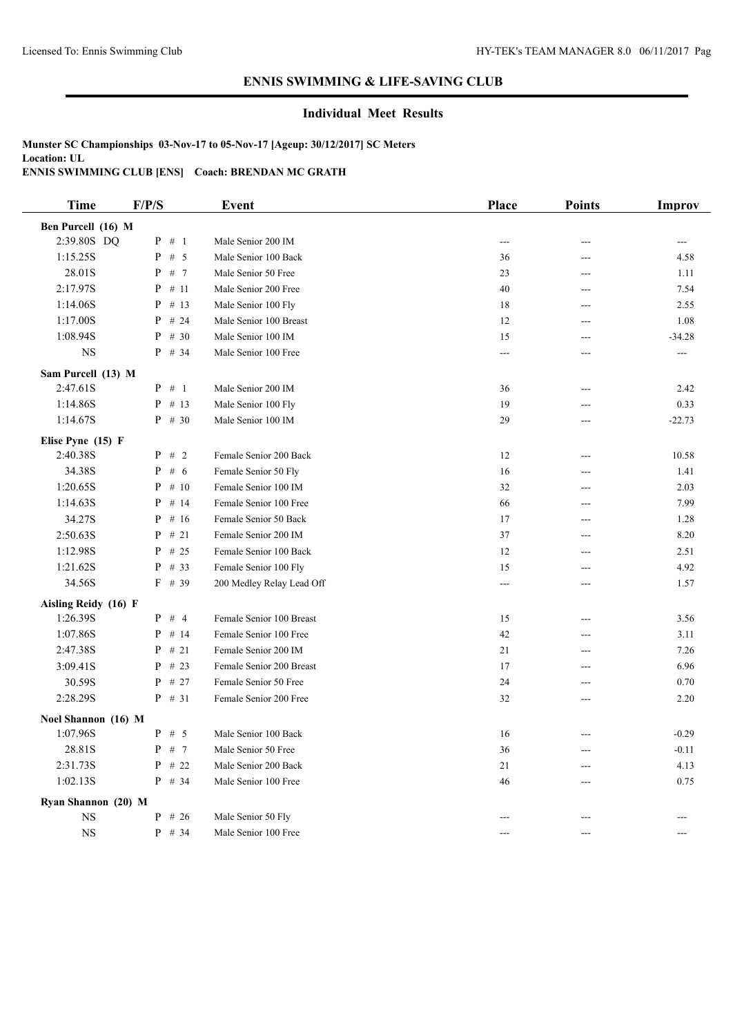## ENNIS SWIMMING & LIFE-SAVING CLUB

### Individual Meet Results

**Munster SC Championships 03-Nov-17 to 05-Nov-17 [Ageup: 30/12/2017] SC Meters**
**Location: UL**
**ENNIS SWIMMING CLUB [ENS] Coach: BRENDAN MC GRATH**

| Time | F/P/S | Event | Place | Points | Improv |
|---|---|---|---|---|---|
| **Ben Purcell (16) M** | | | | | |
| 2:39.80S DQ | P # 1 | Male Senior 200 IM | --- | --- | --- |
| 1:15.25S | P # 5 | Male Senior 100 Back | 36 | --- | 4.58 |
| 28.01S | P # 7 | Male Senior 50 Free | 23 | --- | 1.11 |
| 2:17.97S | P # 11 | Male Senior 200 Free | 40 | --- | 7.54 |
| 1:14.06S | P # 13 | Male Senior 100 Fly | 18 | --- | 2.55 |
| 1:17.00S | P # 24 | Male Senior 100 Breast | 12 | --- | 1.08 |
| 1:08.94S | P # 30 | Male Senior 100 IM | 15 | --- | -34.28 |
| NS | P # 34 | Male Senior 100 Free | --- | --- | --- |
| **Sam Purcell (13) M** | | | | | |
| 2:47.61S | P # 1 | Male Senior 200 IM | 36 | --- | 2.42 |
| 1:14.86S | P # 13 | Male Senior 100 Fly | 19 | --- | 0.33 |
| 1:14.67S | P # 30 | Male Senior 100 IM | 29 | --- | -22.73 |
| **Elise Pyne (15) F** | | | | | |
| 2:40.38S | P # 2 | Female Senior 200 Back | 12 | --- | 10.58 |
| 34.38S | P # 6 | Female Senior 50 Fly | 16 | --- | 1.41 |
| 1:20.65S | P # 10 | Female Senior 100 IM | 32 | --- | 2.03 |
| 1:14.63S | P # 14 | Female Senior 100 Free | 66 | --- | 7.99 |
| 34.27S | P # 16 | Female Senior 50 Back | 17 | --- | 1.28 |
| 2:50.63S | P # 21 | Female Senior 200 IM | 37 | --- | 8.20 |
| 1:12.98S | P # 25 | Female Senior 100 Back | 12 | --- | 2.51 |
| 1:21.62S | P # 33 | Female Senior 100 Fly | 15 | --- | 4.92 |
| 34.56S | F # 39 | 200 Medley Relay Lead Off | --- | --- | 1.57 |
| **Aisling Reidy (16) F** | | | | | |
| 1:26.39S | P # 4 | Female Senior 100 Breast | 15 | --- | 3.56 |
| 1:07.86S | P # 14 | Female Senior 100 Free | 42 | --- | 3.11 |
| 2:47.38S | P # 21 | Female Senior 200 IM | 21 | --- | 7.26 |
| 3:09.41S | P # 23 | Female Senior 200 Breast | 17 | --- | 6.96 |
| 30.59S | P # 27 | Female Senior 50 Free | 24 | --- | 0.70 |
| 2:28.29S | P # 31 | Female Senior 200 Free | 32 | --- | 2.20 |
| **Noel Shannon (16) M** | | | | | |
| 1:07.96S | P # 5 | Male Senior 100 Back | 16 | --- | -0.29 |
| 28.81S | P # 7 | Male Senior 50 Free | 36 | --- | -0.11 |
| 2:31.73S | P # 22 | Male Senior 200 Back | 21 | --- | 4.13 |
| 1:02.13S | P # 34 | Male Senior 100 Free | 46 | --- | 0.75 |
| **Ryan Shannon (20) M** | | | | | |
| NS | P # 26 | Male Senior 50 Fly | --- | --- | --- |
| NS | P # 34 | Male Senior 100 Free | --- | --- | --- |